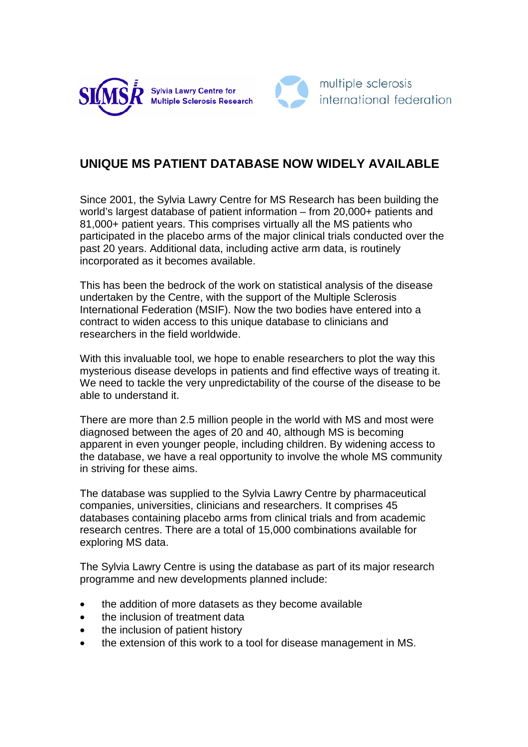Sylvia Lawry Centre for Multiple Sclerosis Research

multiple sclerosis international federation

# UNIQUE MS PATIENT DATABASE NOW WIDELY AVAILABLE

Since 2001, the Sylvia Lawry Centre for MS Research has been building the world's largest database of patient information – from 20,000+ patients and 81,000+ patient years. This comprises virtually all the MS patients who participated in the placebo arms of the major clinical trials conducted over the past 20 years. Additional data, including active arm data, is routinely incorporated as it becomes available.

This has been the bedrock of the work on statistical analysis of the disease undertaken by the Centre, with the support of the Multiple Sclerosis International Federation (MSIF). Now the two bodies have entered into a contract to widen access to this unique database to clinicians and researchers in the field worldwide.

With this invaluable tool, we hope to enable researchers to plot the way this mysterious disease develops in patients and find effective ways of treating it. We need to tackle the very unpredictability of the course of the disease to be able to understand it.

There are more than 2.5 million people in the world with MS and most were diagnosed between the ages of 20 and 40, although MS is becoming apparent in even younger people, including children. By widening access to the database, we have a real opportunity to involve the whole MS community in striving for these aims.

The database was supplied to the Sylvia Lawry Centre by pharmaceutical companies, universities, clinicians and researchers. It comprises 45 databases containing placebo arms from clinical trials and from academic research centres. There are a total of 15,000 combinations available for exploring MS data.

The Sylvia Lawry Centre is using the database as part of its major research programme and new developments planned include:

- the addition of more datasets as they become available
- the inclusion of treatment data
- the inclusion of patient history
- the extension of this work to a tool for disease management in MS.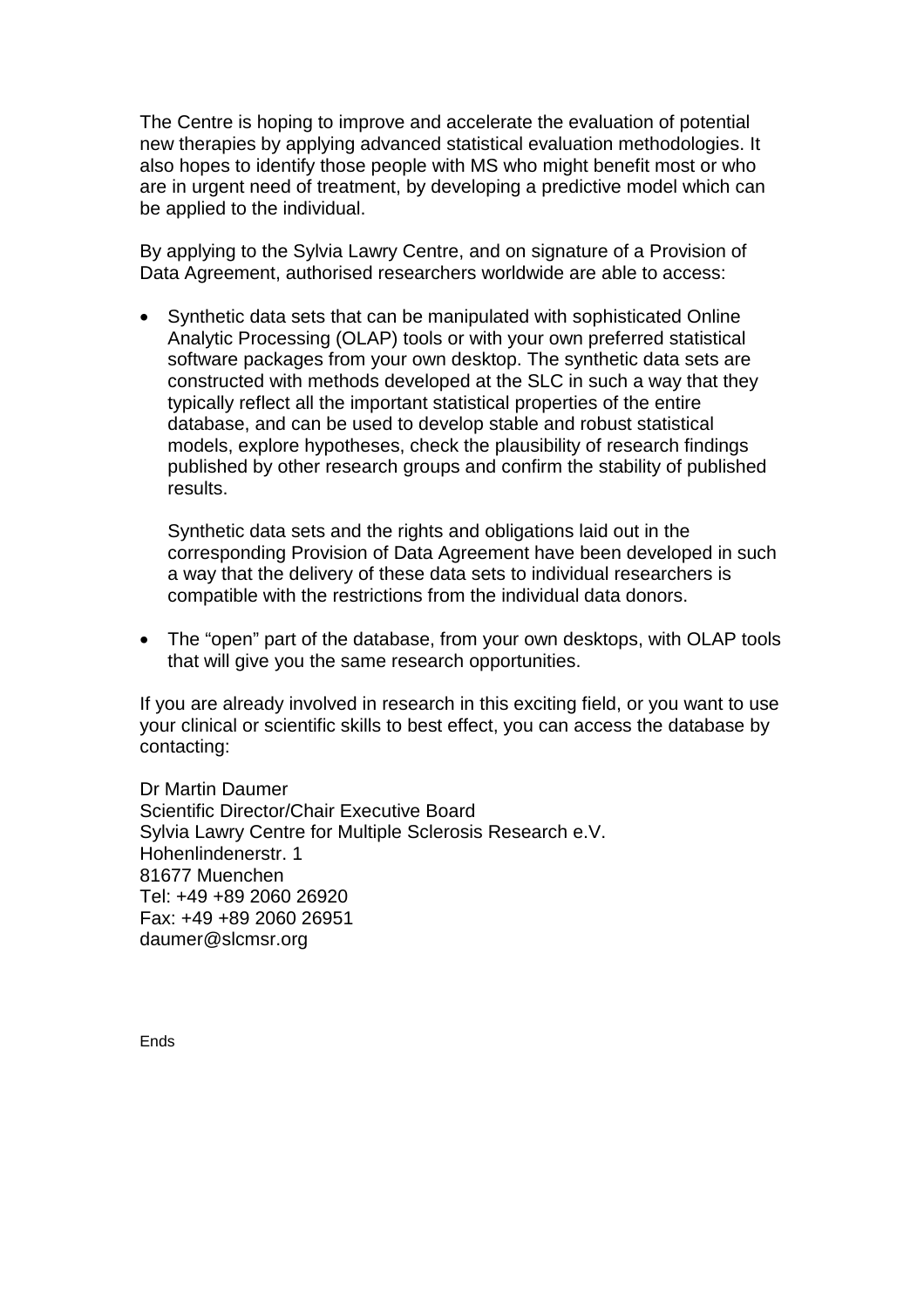The Centre is hoping to improve and accelerate the evaluation of potential new therapies by applying advanced statistical evaluation methodologies. It also hopes to identify those people with MS who might benefit most or who are in urgent need of treatment, by developing a predictive model which can be applied to the individual.

By applying to the Sylvia Lawry Centre, and on signature of a Provision of Data Agreement, authorised researchers worldwide are able to access:

- Synthetic data sets that can be manipulated with sophisticated Online Analytic Processing (OLAP) tools or with your own preferred statistical software packages from your own desktop. The synthetic data sets are constructed with methods developed at the SLC in such a way that they typically reflect all the important statistical properties of the entire database, and can be used to develop stable and robust statistical models, explore hypotheses, check the plausibility of research findings published by other research groups and confirm the stability of published results.

  Synthetic data sets and the rights and obligations laid out in the corresponding Provision of Data Agreement have been developed in such a way that the delivery of these data sets to individual researchers is compatible with the restrictions from the individual data donors.

- The "open" part of the database, from your own desktops, with OLAP tools that will give you the same research opportunities.

If you are already involved in research in this exciting field, or you want to use your clinical or scientific skills to best effect, you can access the database by contacting:

Dr Martin Daumer
Scientific Director/Chair Executive Board
Sylvia Lawry Centre for Multiple Sclerosis Research e.V.
Hohenlindenerstr. 1
81677 Muenchen
Tel: +49 +89 2060 26920
Fax: +49 +89 2060 26951
daumer@slcmsr.org

Ends